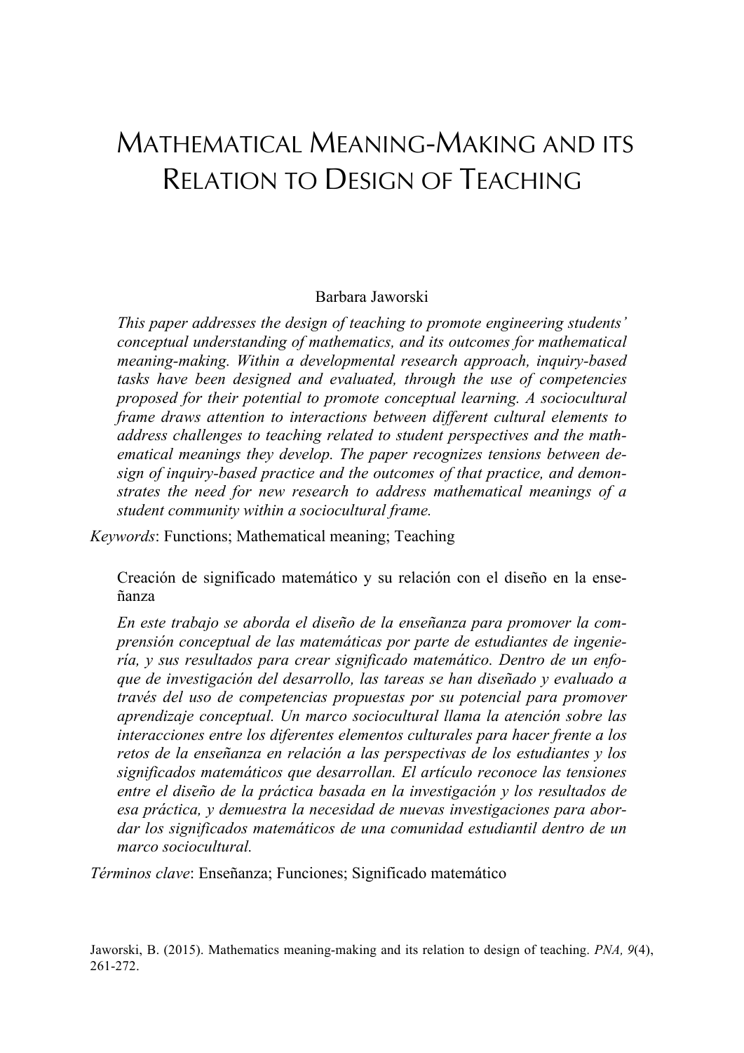# Mathematical Meaning-Making and its Relation to Design of Teaching

Barbara Jaworski

*This paper addresses the design of teaching to promote engineering students' conceptual understanding of mathematics, and its outcomes for mathematical meaning-making. Within a developmental research approach, inquiry-based tasks have been designed and evaluated, through the use of competencies proposed for their potential to promote conceptual learning. A sociocultural frame draws attention to interactions between different cultural elements to address challenges to teaching related to student perspectives and the mathematical meanings they develop. The paper recognizes tensions between design of inquiry-based practice and the outcomes of that practice, and demonstrates the need for new research to address mathematical meanings of a student community within a sociocultural frame.*

*Keywords*: Functions; Mathematical meaning; Teaching

Creación de significado matemático y su relación con el diseño en la enseñanza

*En este trabajo se aborda el diseño de la enseñanza para promover la comprensión conceptual de las matemáticas por parte de estudiantes de ingeniería, y sus resultados para crear significado matemático. Dentro de un enfoque de investigación del desarrollo, las tareas se han diseñado y evaluado a través del uso de competencias propuestas por su potencial para promover aprendizaje conceptual. Un marco sociocultural llama la atención sobre las interacciones entre los diferentes elementos culturales para hacer frente a los retos de la enseñanza en relación a las perspectivas de los estudiantes y los significados matemáticos que desarrollan. El artículo reconoce las tensiones entre el diseño de la práctica basada en la investigación y los resultados de esa práctica, y demuestra la necesidad de nuevas investigaciones para abordar los significados matemáticos de una comunidad estudiantil dentro de un marco sociocultural.*

*Términos clave*: Enseñanza; Funciones; Significado matemático

Jaworski, B. (2015). Mathematics meaning-making and its relation to design of teaching. *PNA, 9*(4), 261-272.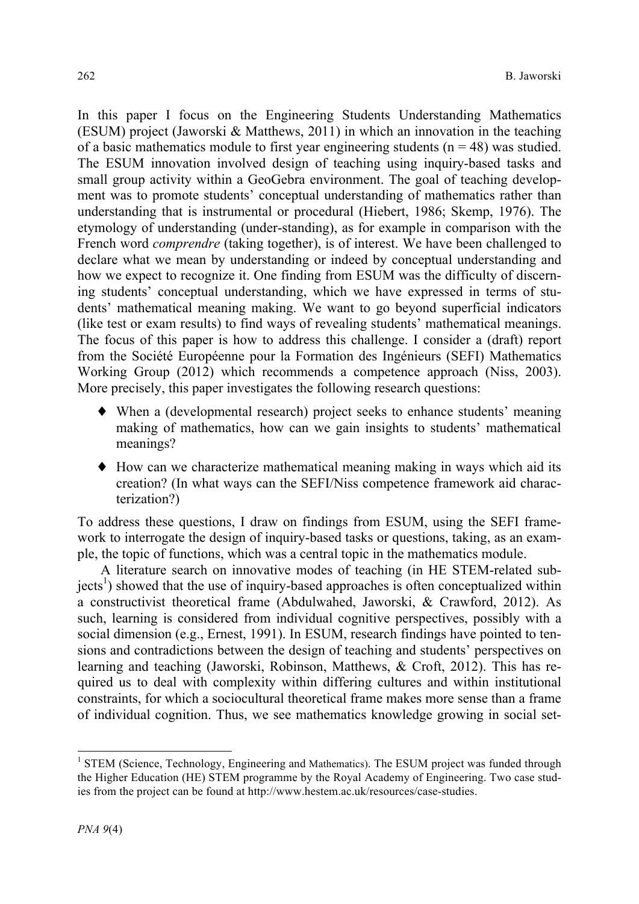In this paper I focus on the Engineering Students Understanding Mathematics (ESUM) project (Jaworski & Matthews, 2011) in which an innovation in the teaching of a basic mathematics module to first year engineering students ($n = 48$) was studied. The ESUM innovation involved design of teaching using inquiry-based tasks and small group activity within a GeoGebra environment. The goal of teaching development was to promote students' conceptual understanding of mathematics rather than understanding that is instrumental or procedural (Hiebert, 1986; Skemp, 1976). The etymology of understanding (under-standing), as for example in comparison with the French word *comprendre* (taking together), is of interest. We have been challenged to declare what we mean by understanding or indeed by conceptual understanding and how we expect to recognize it. One finding from ESUM was the difficulty of discerning students' conceptual understanding, which we have expressed in terms of students' mathematical meaning making. We want to go beyond superficial indicators (like test or exam results) to find ways of revealing students' mathematical meanings. The focus of this paper is how to address this challenge. I consider a (draft) report from the Société Européenne pour la Formation des Ingénieurs (SEFI) Mathematics Working Group (2012) which recommends a competence approach (Niss, 2003). More precisely, this paper investigates the following research questions:

- When a (developmental research) project seeks to enhance students' meaning making of mathematics, how can we gain insights to students' mathematical meanings?
- How can we characterize mathematical meaning making in ways which aid its creation? (In what ways can the SEFI/Niss competence framework aid characterization?)

To address these questions, I draw on findings from ESUM, using the SEFI framework to interrogate the design of inquiry-based tasks or questions, taking, as an example, the topic of functions, which was a central topic in the mathematics module.

A literature search on innovative modes of teaching (in HE STEM-related subjects[1]) showed that the use of inquiry-based approaches is often conceptualized within a constructivist theoretical frame (Abdulwahed, Jaworski, & Crawford, 2012). As such, learning is considered from individual cognitive perspectives, possibly with a social dimension (e.g., Ernest, 1991). In ESUM, research findings have pointed to tensions and contradictions between the design of teaching and students' perspectives on learning and teaching (Jaworski, Robinson, Matthews, & Croft, 2012). This has required us to deal with complexity within differing cultures and within institutional constraints, for which a sociocultural theoretical frame makes more sense than a frame of individual cognition. Thus, we see mathematics knowledge growing in social set-

[1] STEM (Science, Technology, Engineering and Mathematics). The ESUM project was funded through the Higher Education (HE) STEM programme by the Royal Academy of Engineering. Two case studies from the project can be found at http://www.hestem.ac.uk/resources/case-studies.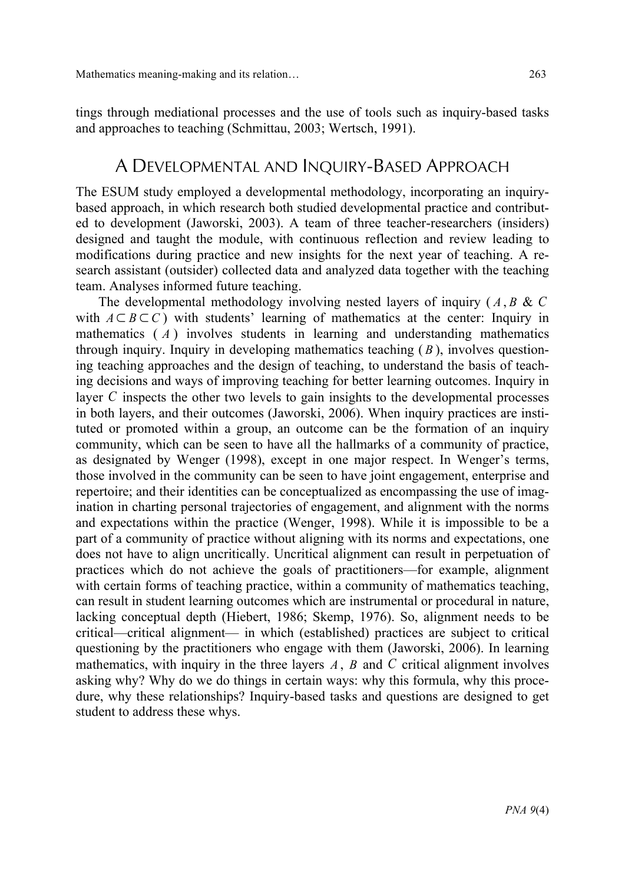tings through mediational processes and the use of tools such as inquiry-based tasks and approaches to teaching (Schmittau, 2003; Wertsch, 1991).

## A Developmental and Inquiry-Based Approach

The ESUM study employed a developmental methodology, incorporating an inquiry-based approach, in which research both studied developmental practice and contributed to development (Jaworski, 2003). A team of three teacher-researchers (insiders) designed and taught the module, with continuous reflection and review leading to modifications during practice and new insights for the next year of teaching. A research assistant (outsider) collected data and analyzed data together with the teaching team. Analyses informed future teaching.

The developmental methodology involving nested layers of inquiry ($A$, $B$ & $C$ with $A \subset B \subset C$) with students' learning of mathematics at the center: Inquiry in mathematics ($A$) involves students in learning and understanding mathematics through inquiry. Inquiry in developing mathematics teaching ($B$), involves questioning teaching approaches and the design of teaching, to understand the basis of teaching decisions and ways of improving teaching for better learning outcomes. Inquiry in layer $C$ inspects the other two levels to gain insights to the developmental processes in both layers, and their outcomes (Jaworski, 2006). When inquiry practices are instituted or promoted within a group, an outcome can be the formation of an inquiry community, which can be seen to have all the hallmarks of a community of practice, as designated by Wenger (1998), except in one major respect. In Wenger's terms, those involved in the community can be seen to have joint engagement, enterprise and repertoire; and their identities can be conceptualized as encompassing the use of imagination in charting personal trajectories of engagement, and alignment with the norms and expectations within the practice (Wenger, 1998). While it is impossible to be a part of a community of practice without aligning with its norms and expectations, one does not have to align uncritically. Uncritical alignment can result in perpetuation of practices which do not achieve the goals of practitioners—for example, alignment with certain forms of teaching practice, within a community of mathematics teaching, can result in student learning outcomes which are instrumental or procedural in nature, lacking conceptual depth (Hiebert, 1986; Skemp, 1976). So, alignment needs to be critical—critical alignment— in which (established) practices are subject to critical questioning by the practitioners who engage with them (Jaworski, 2006). In learning mathematics, with inquiry in the three layers $A$, $B$ and $C$ critical alignment involves asking why? Why do we do things in certain ways: why this formula, why this procedure, why these relationships? Inquiry-based tasks and questions are designed to get student to address these whys.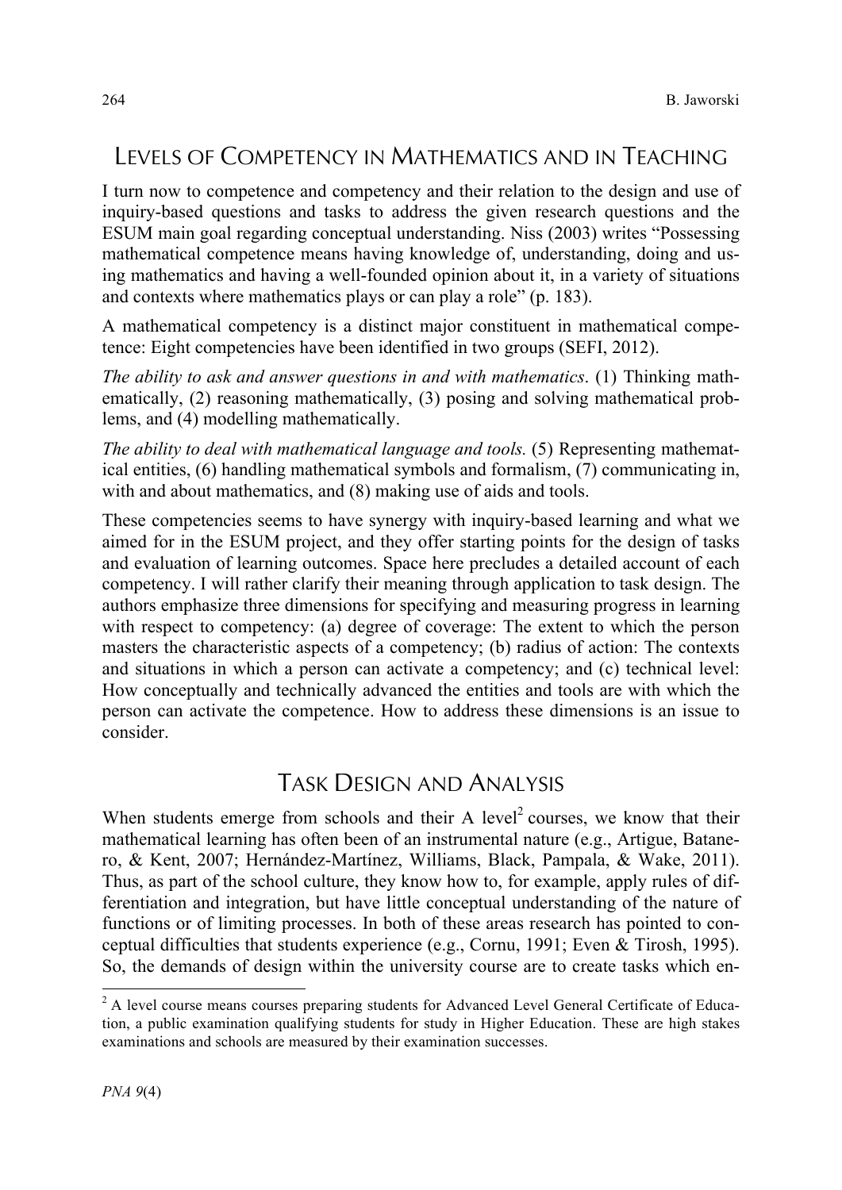## LEVELS OF COMPETENCY IN MATHEMATICS AND IN TEACHING

I turn now to competence and competency and their relation to the design and use of inquiry-based questions and tasks to address the given research questions and the ESUM main goal regarding conceptual understanding. Niss (2003) writes "Possessing mathematical competence means having knowledge of, understanding, doing and using mathematics and having a well-founded opinion about it, in a variety of situations and contexts where mathematics plays or can play a role" (p. 183).

A mathematical competency is a distinct major constituent in mathematical competence: Eight competencies have been identified in two groups (SEFI, 2012).

*The ability to ask and answer questions in and with mathematics*. (1) Thinking mathematically, (2) reasoning mathematically, (3) posing and solving mathematical problems, and (4) modelling mathematically.

*The ability to deal with mathematical language and tools.* (5) Representing mathematical entities, (6) handling mathematical symbols and formalism, (7) communicating in, with and about mathematics, and (8) making use of aids and tools.

These competencies seems to have synergy with inquiry-based learning and what we aimed for in the ESUM project, and they offer starting points for the design of tasks and evaluation of learning outcomes. Space here precludes a detailed account of each competency. I will rather clarify their meaning through application to task design. The authors emphasize three dimensions for specifying and measuring progress in learning with respect to competency: (a) degree of coverage: The extent to which the person masters the characteristic aspects of a competency; (b) radius of action: The contexts and situations in which a person can activate a competency; and (c) technical level: How conceptually and technically advanced the entities and tools are with which the person can activate the competence. How to address these dimensions is an issue to consider.

## TASK DESIGN AND ANALYSIS

When students emerge from schools and their A level[2] courses, we know that their mathematical learning has often been of an instrumental nature (e.g., Artigue, Batanero, & Kent, 2007; Hernández-Martínez, Williams, Black, Pampala, & Wake, 2011). Thus, as part of the school culture, they know how to, for example, apply rules of differentiation and integration, but have little conceptual understanding of the nature of functions or of limiting processes. In both of these areas research has pointed to conceptual difficulties that students experience (e.g., Cornu, 1991; Even & Tirosh, 1995). So, the demands of design within the university course are to create tasks which en-

[2] A level course means courses preparing students for Advanced Level General Certificate of Education, a public examination qualifying students for study in Higher Education. These are high stakes examinations and schools are measured by their examination successes.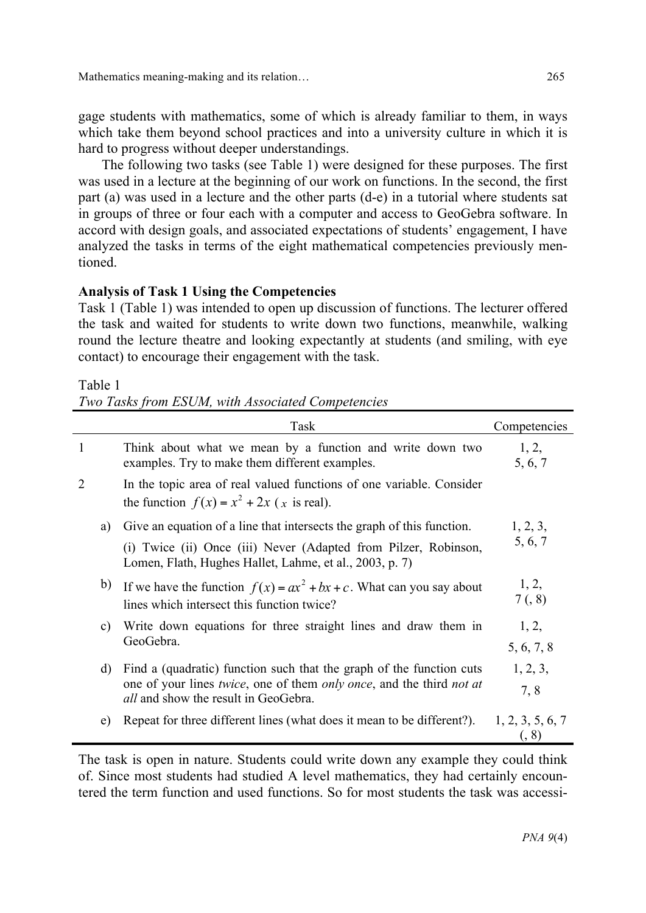gage students with mathematics, some of which is already familiar to them, in ways which take them beyond school practices and into a university culture in which it is hard to progress without deeper understandings.

The following two tasks (see Table 1) were designed for these purposes. The first was used in a lecture at the beginning of our work on functions. In the second, the first part (a) was used in a lecture and the other parts (d-e) in a tutorial where students sat in groups of three or four each with a computer and access to GeoGebra software. In accord with design goals, and associated expectations of students' engagement, I have analyzed the tasks in terms of the eight mathematical competencies previously mentioned.

**Analysis of Task 1 Using the Competencies**

Task 1 (Table 1) was intended to open up discussion of functions. The lecturer offered the task and waited for students to write down two functions, meanwhile, walking round the lecture theatre and looking expectantly at students (and smiling, with eye contact) to encourage their engagement with the task.

Table 1
*Two Tasks from ESUM, with Associated Competencies*

| | | Task | Competencies |
|---|---|---|---|
| 1 | | Think about what we mean by a function and write down two examples. Try to make them different examples. | 1, 2, 5, 6, 7 |
| 2 | | In the topic area of real valued functions of one variable. Consider the function $f(x) = x^2 + 2x$ ($x$ is real). | |
| | a) | Give an equation of a line that intersects the graph of this function. (i) Twice (ii) Once (iii) Never (Adapted from Pilzer, Robinson, Lomen, Flath, Hughes Hallet, Lahme, et al., 2003, p. 7) | 1, 2, 3, 5, 6, 7 |
| | b) | If we have the function $f(x) = ax^2 + bx + c$. What can you say about lines which intersect this function twice? | 1, 2, 7 (, 8) |
| | c) | Write down equations for three straight lines and draw them in GeoGebra. | 1, 2, 5, 6, 7, 8 |
| | d) | Find a (quadratic) function such that the graph of the function cuts one of your lines *twice*, one of them *only once*, and the third *not at all* and show the result in GeoGebra. | 1, 2, 3, 7, 8 |
| | e) | Repeat for three different lines (what does it mean to be different?). | 1, 2, 3, 5, 6, 7 (, 8) |

The task is open in nature. Students could write down any example they could think of. Since most students had studied A level mathematics, they had certainly encountered the term function and used functions. So for most students the task was accessi-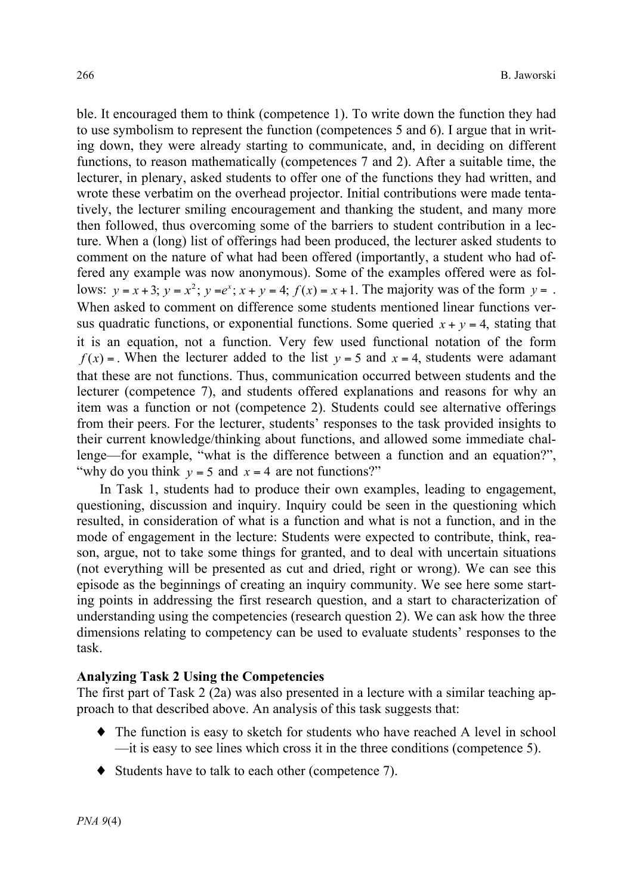ble. It encouraged them to think (competence 1). To write down the function they had to use symbolism to represent the function (competences 5 and 6). I argue that in writing down, they were already starting to communicate, and, in deciding on different functions, to reason mathematically (competences 7 and 2). After a suitable time, the lecturer, in plenary, asked students to offer one of the functions they had written, and wrote these verbatim on the overhead projector. Initial contributions were made tentatively, the lecturer smiling encouragement and thanking the student, and many more then followed, thus overcoming some of the barriers to student contribution in a lecture. When a (long) list of offerings had been produced, the lecturer asked students to comment on the nature of what had been offered (importantly, a student who had offered any example was now anonymous). Some of the examples offered were as follows: $y = x + 3$; $y = x^2$; $y = e^x$; $x + y = 4$; $f(x) = x + 1$. The majority was of the form $y =$ . When asked to comment on difference some students mentioned linear functions versus quadratic functions, or exponential functions. Some queried $x + y = 4$, stating that it is an equation, not a function. Very few used functional notation of the form $f(x) =$. When the lecturer added to the list $y = 5$ and $x = 4$, students were adamant that these are not functions. Thus, communication occurred between students and the lecturer (competence 7), and students offered explanations and reasons for why an item was a function or not (competence 2). Students could see alternative offerings from their peers. For the lecturer, students' responses to the task provided insights to their current knowledge/thinking about functions, and allowed some immediate challenge—for example, "what is the difference between a function and an equation?", "why do you think $y = 5$ and $x = 4$ are not functions?"

In Task 1, students had to produce their own examples, leading to engagement, questioning, discussion and inquiry. Inquiry could be seen in the questioning which resulted, in consideration of what is a function and what is not a function, and in the mode of engagement in the lecture: Students were expected to contribute, think, reason, argue, not to take some things for granted, and to deal with uncertain situations (not everything will be presented as cut and dried, right or wrong). We can see this episode as the beginnings of creating an inquiry community. We see here some starting points in addressing the first research question, and a start to characterization of understanding using the competencies (research question 2). We can ask how the three dimensions relating to competency can be used to evaluate students' responses to the task.

**Analyzing Task 2 Using the Competencies**

The first part of Task 2 (2a) was also presented in a lecture with a similar teaching approach to that described above. An analysis of this task suggests that:

- The function is easy to sketch for students who have reached A level in school —it is easy to see lines which cross it in the three conditions (competence 5).
- Students have to talk to each other (competence 7).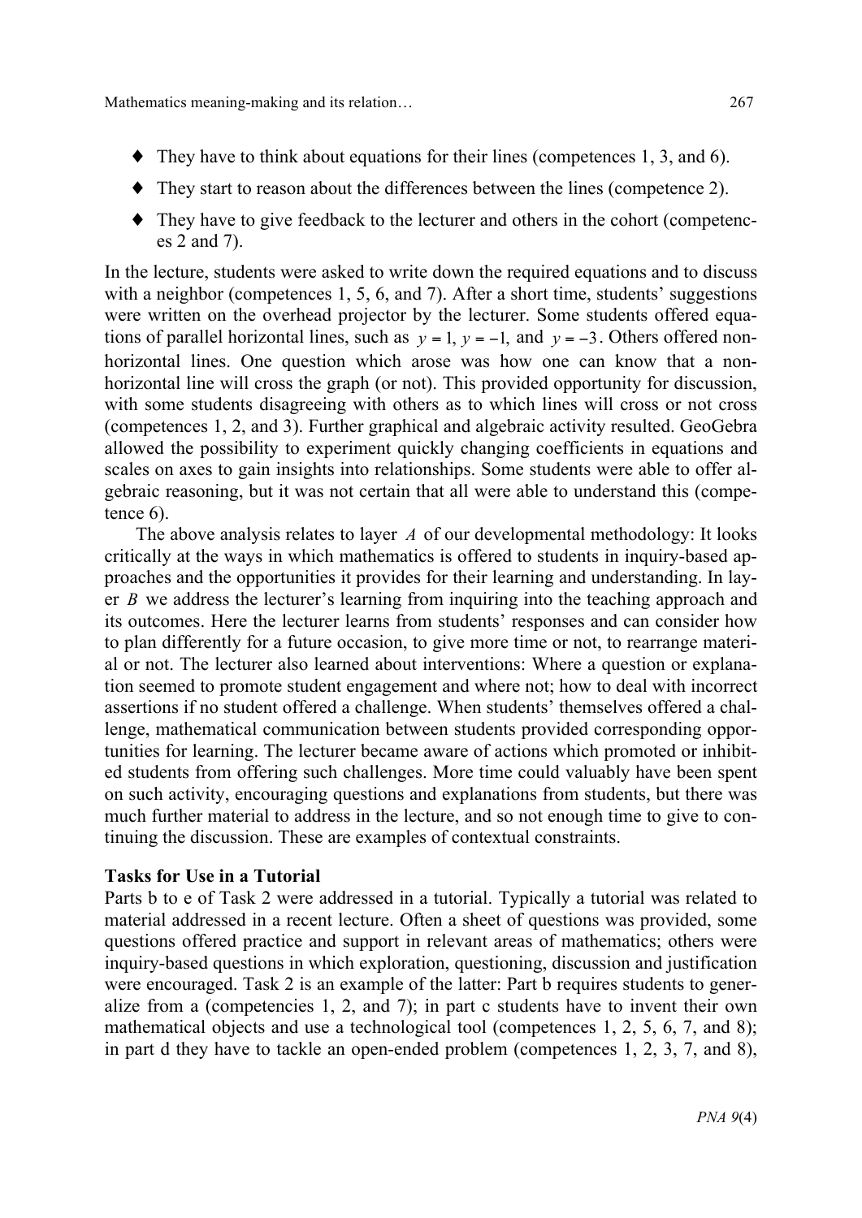- They have to think about equations for their lines (competences 1, 3, and 6).
- They start to reason about the differences between the lines (competence 2).
- They have to give feedback to the lecturer and others in the cohort (competences 2 and 7).

In the lecture, students were asked to write down the required equations and to discuss with a neighbor (competences 1, 5, 6, and 7). After a short time, students' suggestions were written on the overhead projector by the lecturer. Some students offered equations of parallel horizontal lines, such as $y = 1$, $y = -1$, and $y = -3$. Others offered non-horizontal lines. One question which arose was how one can know that a non-horizontal line will cross the graph (or not). This provided opportunity for discussion, with some students disagreeing with others as to which lines will cross or not cross (competences 1, 2, and 3). Further graphical and algebraic activity resulted. GeoGebra allowed the possibility to experiment quickly changing coefficients in equations and scales on axes to gain insights into relationships. Some students were able to offer algebraic reasoning, but it was not certain that all were able to understand this (competence 6).

The above analysis relates to layer $A$ of our developmental methodology: It looks critically at the ways in which mathematics is offered to students in inquiry-based approaches and the opportunities it provides for their learning and understanding. In layer $B$ we address the lecturer's learning from inquiring into the teaching approach and its outcomes. Here the lecturer learns from students' responses and can consider how to plan differently for a future occasion, to give more time or not, to rearrange material or not. The lecturer also learned about interventions: Where a question or explanation seemed to promote student engagement and where not; how to deal with incorrect assertions if no student offered a challenge. When students' themselves offered a challenge, mathematical communication between students provided corresponding opportunities for learning. The lecturer became aware of actions which promoted or inhibited students from offering such challenges. More time could valuably have been spent on such activity, encouraging questions and explanations from students, but there was much further material to address in the lecture, and so not enough time to give to continuing the discussion. These are examples of contextual constraints.

**Tasks for Use in a Tutorial**

Parts b to e of Task 2 were addressed in a tutorial. Typically a tutorial was related to material addressed in a recent lecture. Often a sheet of questions was provided, some questions offered practice and support in relevant areas of mathematics; others were inquiry-based questions in which exploration, questioning, discussion and justification were encouraged. Task 2 is an example of the latter: Part b requires students to generalize from a (competencies 1, 2, and 7); in part c students have to invent their own mathematical objects and use a technological tool (competences 1, 2, 5, 6, 7, and 8); in part d they have to tackle an open-ended problem (competences 1, 2, 3, 7, and 8),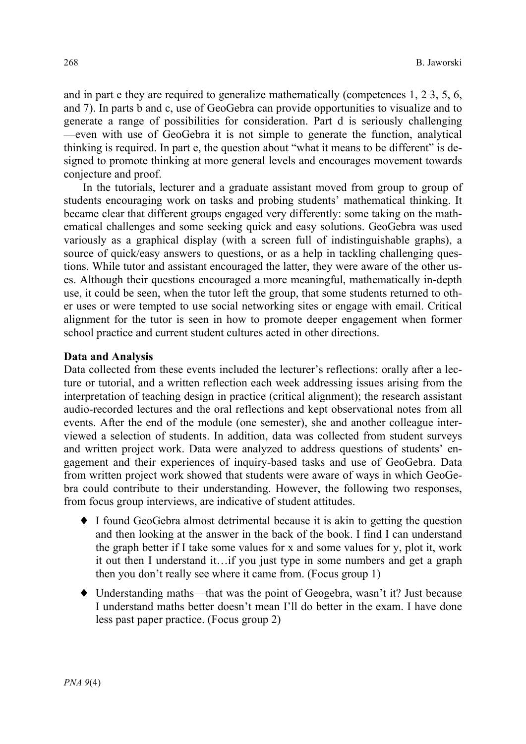and in part e they are required to generalize mathematically (competences 1, 2 3, 5, 6, and 7). In parts b and c, use of GeoGebra can provide opportunities to visualize and to generate a range of possibilities for consideration. Part d is seriously challenging —even with use of GeoGebra it is not simple to generate the function, analytical thinking is required. In part e, the question about "what it means to be different" is designed to promote thinking at more general levels and encourages movement towards conjecture and proof.

In the tutorials, lecturer and a graduate assistant moved from group to group of students encouraging work on tasks and probing students' mathematical thinking. It became clear that different groups engaged very differently: some taking on the mathematical challenges and some seeking quick and easy solutions. GeoGebra was used variously as a graphical display (with a screen full of indistinguishable graphs), a source of quick/easy answers to questions, or as a help in tackling challenging questions. While tutor and assistant encouraged the latter, they were aware of the other uses. Although their questions encouraged a more meaningful, mathematically in-depth use, it could be seen, when the tutor left the group, that some students returned to other uses or were tempted to use social networking sites or engage with email. Critical alignment for the tutor is seen in how to promote deeper engagement when former school practice and current student cultures acted in other directions.

**Data and Analysis**

Data collected from these events included the lecturer's reflections: orally after a lecture or tutorial, and a written reflection each week addressing issues arising from the interpretation of teaching design in practice (critical alignment); the research assistant audio-recorded lectures and the oral reflections and kept observational notes from all events. After the end of the module (one semester), she and another colleague interviewed a selection of students. In addition, data was collected from student surveys and written project work. Data were analyzed to address questions of students' engagement and their experiences of inquiry-based tasks and use of GeoGebra. Data from written project work showed that students were aware of ways in which GeoGebra could contribute to their understanding. However, the following two responses, from focus group interviews, are indicative of student attitudes.

- I found GeoGebra almost detrimental because it is akin to getting the question and then looking at the answer in the back of the book. I find I can understand the graph better if I take some values for x and some values for y, plot it, work it out then I understand it…if you just type in some numbers and get a graph then you don't really see where it came from. (Focus group 1)
- Understanding maths—that was the point of Geogebra, wasn't it? Just because I understand maths better doesn't mean I'll do better in the exam. I have done less past paper practice. (Focus group 2)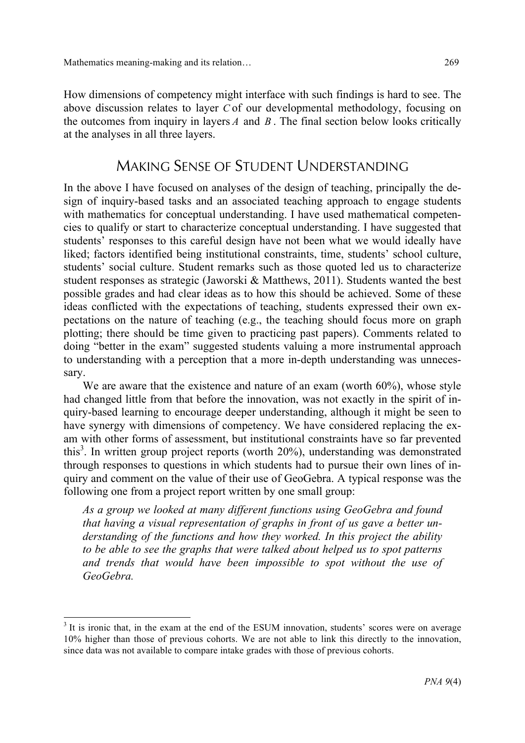How dimensions of competency might interface with such findings is hard to see. The above discussion relates to layer $C$ of our developmental methodology, focusing on the outcomes from inquiry in layers $A$ and $B$. The final section below looks critically at the analyses in all three layers.

## MAKING SENSE OF STUDENT UNDERSTANDING

In the above I have focused on analyses of the design of teaching, principally the design of inquiry-based tasks and an associated teaching approach to engage students with mathematics for conceptual understanding. I have used mathematical competencies to qualify or start to characterize conceptual understanding. I have suggested that students' responses to this careful design have not been what we would ideally have liked; factors identified being institutional constraints, time, students' school culture, students' social culture. Student remarks such as those quoted led us to characterize student responses as strategic (Jaworski & Matthews, 2011). Students wanted the best possible grades and had clear ideas as to how this should be achieved. Some of these ideas conflicted with the expectations of teaching, students expressed their own expectations on the nature of teaching (e.g., the teaching should focus more on graph plotting; there should be time given to practicing past papers). Comments related to doing "better in the exam" suggested students valuing a more instrumental approach to understanding with a perception that a more in-depth understanding was unnecessary.

We are aware that the existence and nature of an exam (worth 60%), whose style had changed little from that before the innovation, was not exactly in the spirit of inquiry-based learning to encourage deeper understanding, although it might be seen to have synergy with dimensions of competency. We have considered replacing the exam with other forms of assessment, but institutional constraints have so far prevented this[3]. In written group project reports (worth 20%), understanding was demonstrated through responses to questions in which students had to pursue their own lines of inquiry and comment on the value of their use of GeoGebra. A typical response was the following one from a project report written by one small group:

> *As a group we looked at many different functions using GeoGebra and found that having a visual representation of graphs in front of us gave a better understanding of the functions and how they worked. In this project the ability to be able to see the graphs that were talked about helped us to spot patterns and trends that would have been impossible to spot without the use of GeoGebra.*

---

[3] It is ironic that, in the exam at the end of the ESUM innovation, students' scores were on average 10% higher than those of previous cohorts. We are not able to link this directly to the innovation, since data was not available to compare intake grades with those of previous cohorts.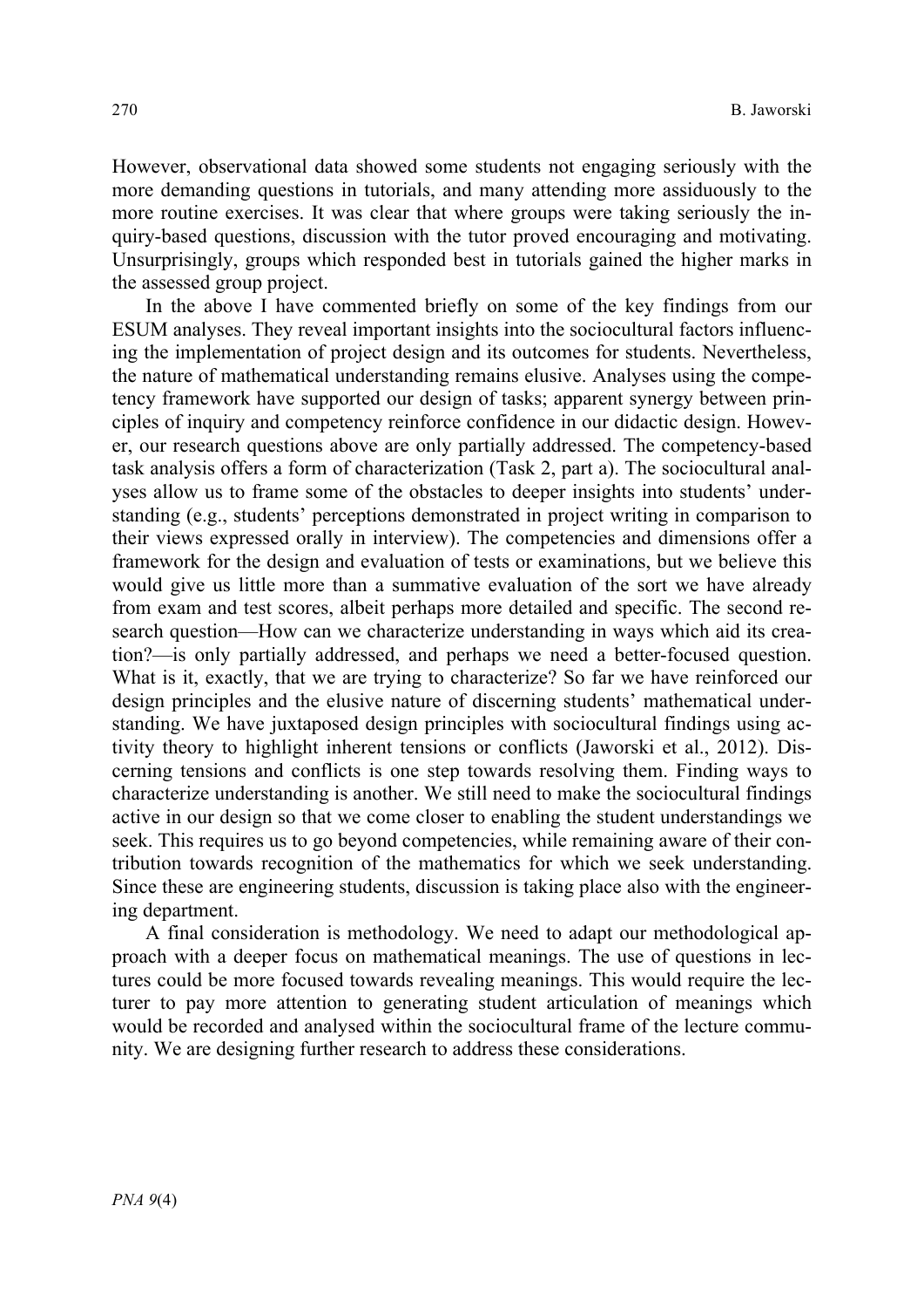However, observational data showed some students not engaging seriously with the more demanding questions in tutorials, and many attending more assiduously to the more routine exercises. It was clear that where groups were taking seriously the inquiry-based questions, discussion with the tutor proved encouraging and motivating. Unsurprisingly, groups which responded best in tutorials gained the higher marks in the assessed group project.

In the above I have commented briefly on some of the key findings from our ESUM analyses. They reveal important insights into the sociocultural factors influencing the implementation of project design and its outcomes for students. Nevertheless, the nature of mathematical understanding remains elusive. Analyses using the competency framework have supported our design of tasks; apparent synergy between principles of inquiry and competency reinforce confidence in our didactic design. However, our research questions above are only partially addressed. The competency-based task analysis offers a form of characterization (Task 2, part a). The sociocultural analyses allow us to frame some of the obstacles to deeper insights into students' understanding (e.g., students' perceptions demonstrated in project writing in comparison to their views expressed orally in interview). The competencies and dimensions offer a framework for the design and evaluation of tests or examinations, but we believe this would give us little more than a summative evaluation of the sort we have already from exam and test scores, albeit perhaps more detailed and specific. The second research question—How can we characterize understanding in ways which aid its creation?—is only partially addressed, and perhaps we need a better-focused question. What is it, exactly, that we are trying to characterize? So far we have reinforced our design principles and the elusive nature of discerning students' mathematical understanding. We have juxtaposed design principles with sociocultural findings using activity theory to highlight inherent tensions or conflicts (Jaworski et al., 2012). Discerning tensions and conflicts is one step towards resolving them. Finding ways to characterize understanding is another. We still need to make the sociocultural findings active in our design so that we come closer to enabling the student understandings we seek. This requires us to go beyond competencies, while remaining aware of their contribution towards recognition of the mathematics for which we seek understanding. Since these are engineering students, discussion is taking place also with the engineering department.

A final consideration is methodology. We need to adapt our methodological approach with a deeper focus on mathematical meanings. The use of questions in lectures could be more focused towards revealing meanings. This would require the lecturer to pay more attention to generating student articulation of meanings which would be recorded and analysed within the sociocultural frame of the lecture community. We are designing further research to address these considerations.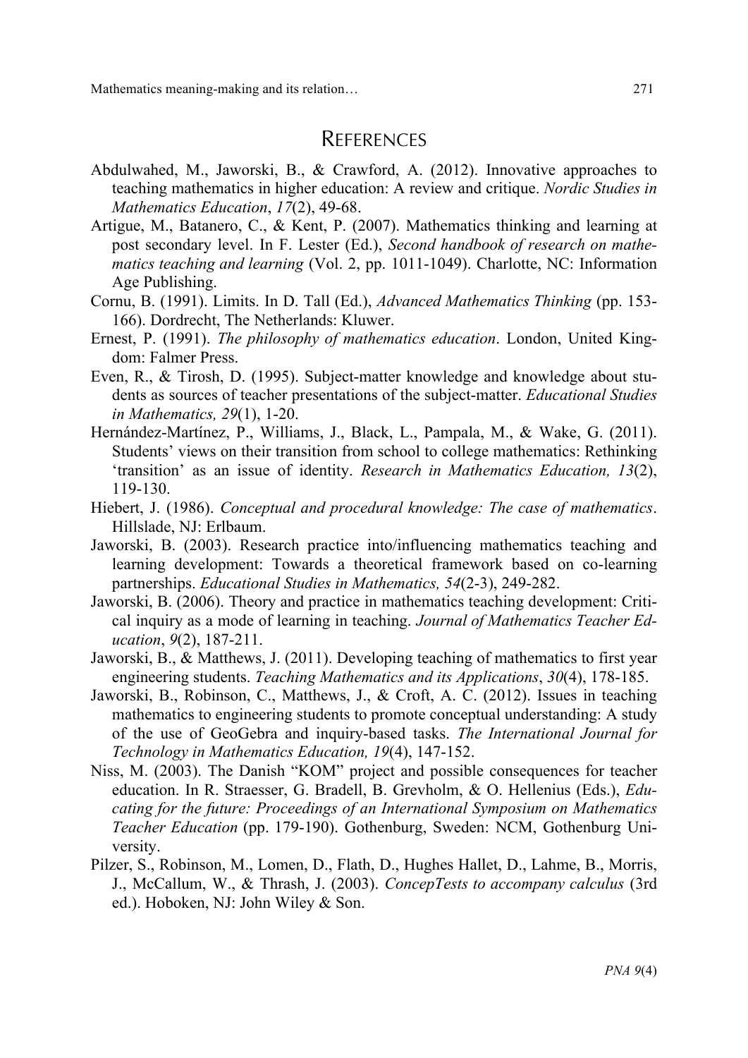## REFERENCES

Abdulwahed, M., Jaworski, B., & Crawford, A. (2012). Innovative approaches to teaching mathematics in higher education: A review and critique. *Nordic Studies in Mathematics Education*, *17*(2), 49-68.

Artigue, M., Batanero, C., & Kent, P. (2007). Mathematics thinking and learning at post secondary level. In F. Lester (Ed.), *Second handbook of research on mathematics teaching and learning* (Vol. 2, pp. 1011-1049). Charlotte, NC: Information Age Publishing.

Cornu, B. (1991). Limits. In D. Tall (Ed.), *Advanced Mathematics Thinking* (pp. 153-166). Dordrecht, The Netherlands: Kluwer.

Ernest, P. (1991). *The philosophy of mathematics education*. London, United Kingdom: Falmer Press.

Even, R., & Tirosh, D. (1995). Subject-matter knowledge and knowledge about students as sources of teacher presentations of the subject-matter. *Educational Studies in Mathematics, 29*(1), 1-20.

Hernández-Martínez, P., Williams, J., Black, L., Pampala, M., & Wake, G. (2011). Students' views on their transition from school to college mathematics: Rethinking 'transition' as an issue of identity. *Research in Mathematics Education, 13*(2), 119-130.

Hiebert, J. (1986). *Conceptual and procedural knowledge: The case of mathematics*. Hillslade, NJ: Erlbaum.

Jaworski, B. (2003). Research practice into/influencing mathematics teaching and learning development: Towards a theoretical framework based on co-learning partnerships. *Educational Studies in Mathematics, 54*(2-3), 249-282.

Jaworski, B. (2006). Theory and practice in mathematics teaching development: Critical inquiry as a mode of learning in teaching. *Journal of Mathematics Teacher Education*, *9*(2), 187-211.

Jaworski, B., & Matthews, J. (2011). Developing teaching of mathematics to first year engineering students. *Teaching Mathematics and its Applications*, *30*(4), 178-185.

Jaworski, B., Robinson, C., Matthews, J., & Croft, A. C. (2012). Issues in teaching mathematics to engineering students to promote conceptual understanding: A study of the use of GeoGebra and inquiry-based tasks. *The International Journal for Technology in Mathematics Education, 19*(4), 147-152.

Niss, M. (2003). The Danish "KOM" project and possible consequences for teacher education. In R. Straesser, G. Bradell, B. Grevholm, & O. Hellenius (Eds.), *Educating for the future: Proceedings of an International Symposium on Mathematics Teacher Education* (pp. 179-190). Gothenburg, Sweden: NCM, Gothenburg University.

Pilzer, S., Robinson, M., Lomen, D., Flath, D., Hughes Hallet, D., Lahme, B., Morris, J., McCallum, W., & Thrash, J. (2003). *ConcepTests to accompany calculus* (3rd ed.). Hoboken, NJ: John Wiley & Son.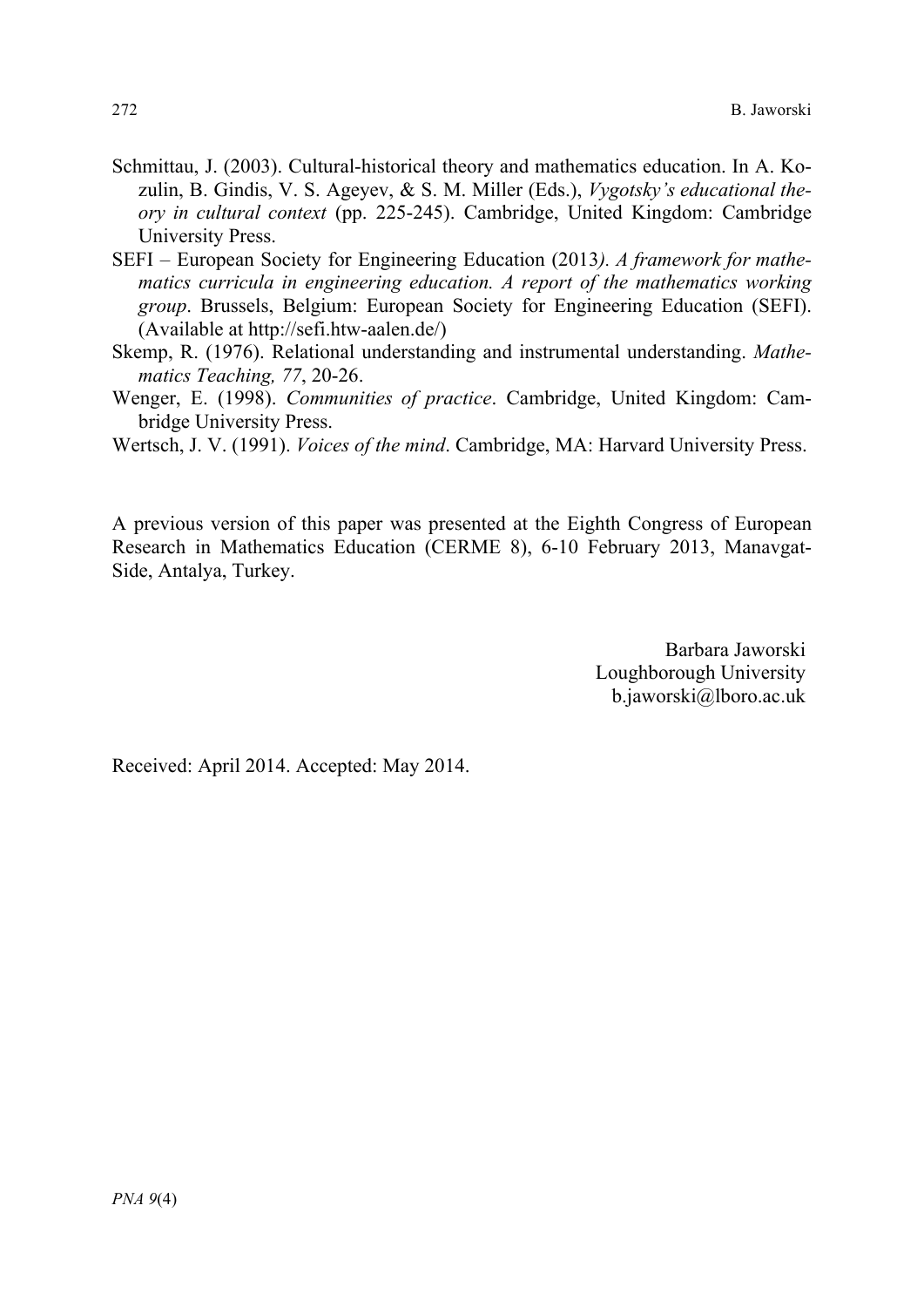Schmittau, J. (2003). Cultural-historical theory and mathematics education. In A. Kozulin, B. Gindis, V. S. Ageyev, & S. M. Miller (Eds.), *Vygotsky's educational theory in cultural context* (pp. 225-245). Cambridge, United Kingdom: Cambridge University Press.

SEFI – European Society for Engineering Education (2013*). A framework for mathematics curricula in engineering education. A report of the mathematics working group*. Brussels, Belgium: European Society for Engineering Education (SEFI). (Available at http://sefi.htw-aalen.de/)

Skemp, R. (1976). Relational understanding and instrumental understanding. *Mathematics Teaching, 77*, 20-26.

Wenger, E. (1998). *Communities of practice*. Cambridge, United Kingdom: Cambridge University Press.

Wertsch, J. V. (1991). *Voices of the mind*. Cambridge, MA: Harvard University Press.

A previous version of this paper was presented at the Eighth Congress of European Research in Mathematics Education (CERME 8), 6-10 February 2013, Manavgat-Side, Antalya, Turkey.

Barbara Jaworski
Loughborough University
b.jaworski@lboro.ac.uk

Received: April 2014. Accepted: May 2014.